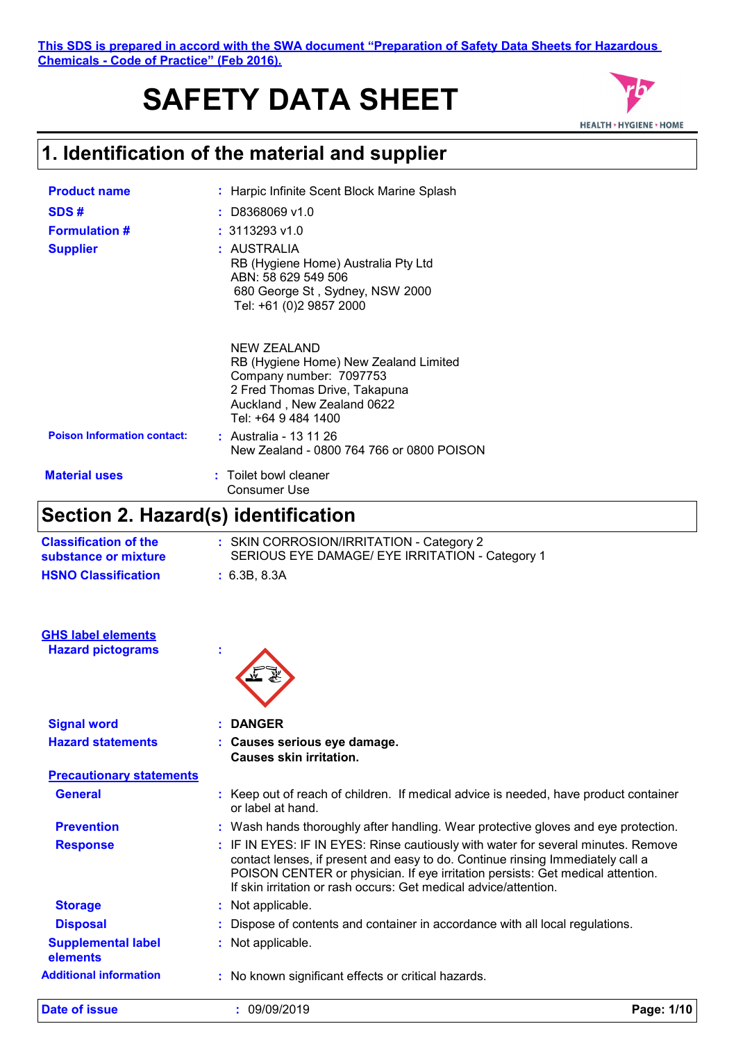This SDS is prepared in accord with the SWA document "Preparation of Safety Data Sheets for Hazardous Chemicals - Code of Practice" (Feb 2016).

# SAFETY DATA SHEET

## 1. Identification of the material and supplier

**Product name** : Harpic Infinite Scent Block Marine Splash

**SDS #** : D8368069 v1.0

**Formulation #** : 3113293 v1.0

**Supplier** : AUSTRALIA
RB (Hygiene Home) Australia Pty Ltd
ABN: 58 629 549 506
680 George St , Sydney, NSW 2000
Tel: +61 (0)2 9857 2000

NEW ZEALAND
RB (Hygiene Home) New Zealand Limited
Company number: 7097753
2 Fred Thomas Drive, Takapuna
Auckland , New Zealand 0622
Tel: +64 9 484 1400

**Poison Information contact:** : Australia - 13 11 26
New Zealand - 0800 764 766 or 0800 POISON

**Material uses** : Toilet bowl cleaner
Consumer Use

## Section 2. Hazard(s) identification

**Classification of the substance or mixture** : SKIN CORROSION/IRRITATION - Category 2
SERIOUS EYE DAMAGE/ EYE IRRITATION - Category 1

**HSNO Classification** : 6.3B, 8.3A

**GHS label elements**

**Hazard pictograms** :

**Signal word** : **DANGER**

**Hazard statements** : **Causes serious eye damage.**
**Causes skin irritation.**

**Precautionary statements**

**General** : Keep out of reach of children. If medical advice is needed, have product container or label at hand.

**Prevention** : Wash hands thoroughly after handling. Wear protective gloves and eye protection.

**Response** : IF IN EYES: IF IN EYES: Rinse cautiously with water for several minutes. Remove contact lenses, if present and easy to do. Continue rinsing Immediately call a POISON CENTER or physician. If eye irritation persists: Get medical attention. If skin irritation or rash occurs: Get medical advice/attention.

**Storage** : Not applicable.

**Disposal** : Dispose of contents and container in accordance with all local regulations.

**Supplemental label elements** : Not applicable.

**Additional information** : No known significant effects or critical hazards.

**Date of issue** : 09/09/2019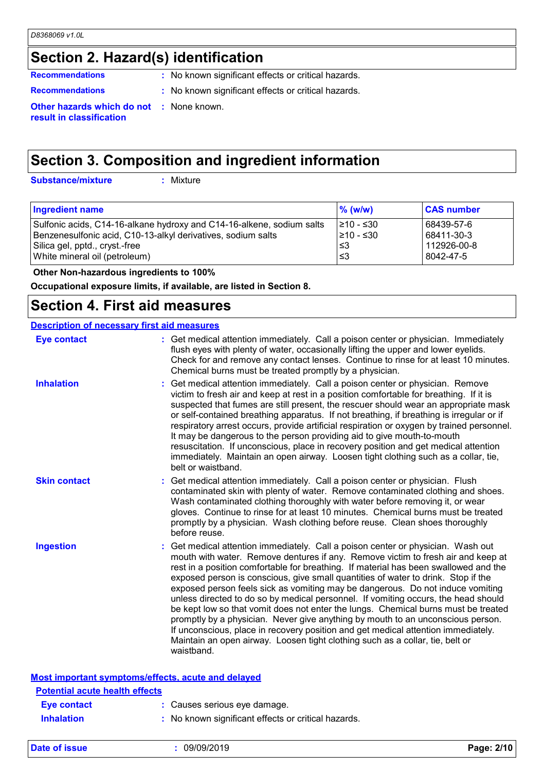## Section 2. Hazard(s) identification

**Recommendations** : No known significant effects or critical hazards.

**Recommendations** : No known significant effects or critical hazards.

**Other hazards which do not result in classification** : None known.

## Section 3. Composition and ingredient information

**Substance/mixture** : Mixture

| Ingredient name | % (w/w) | CAS number |
|---|---|---|
| Sulfonic acids, C14-16-alkane hydroxy and C14-16-alkene, sodium salts | ≥10 - ≤30 | 68439-57-6 |
| Benzenesulfonic acid, C10-13-alkyl derivatives, sodium salts | ≥10 - ≤30 | 68411-30-3 |
| Silica gel, pptd., cryst.-free | ≤3 | 112926-00-8 |
| White mineral oil (petroleum) | ≤3 | 8042-47-5 |

**Other Non-hazardous ingredients to 100%**

**Occupational exposure limits, if available, are listed in Section 8.**

## Section 4. First aid measures

**Description of necessary first aid measures**

**Eye contact** : Get medical attention immediately. Call a poison center or physician. Immediately flush eyes with plenty of water, occasionally lifting the upper and lower eyelids. Check for and remove any contact lenses. Continue to rinse for at least 10 minutes. Chemical burns must be treated promptly by a physician.

**Inhalation** : Get medical attention immediately. Call a poison center or physician. Remove victim to fresh air and keep at rest in a position comfortable for breathing. If it is suspected that fumes are still present, the rescuer should wear an appropriate mask or self-contained breathing apparatus. If not breathing, if breathing is irregular or if respiratory arrest occurs, provide artificial respiration or oxygen by trained personnel. It may be dangerous to the person providing aid to give mouth-to-mouth resuscitation. If unconscious, place in recovery position and get medical attention immediately. Maintain an open airway. Loosen tight clothing such as a collar, tie, belt or waistband.

**Skin contact** : Get medical attention immediately. Call a poison center or physician. Flush contaminated skin with plenty of water. Remove contaminated clothing and shoes. Wash contaminated clothing thoroughly with water before removing it, or wear gloves. Continue to rinse for at least 10 minutes. Chemical burns must be treated promptly by a physician. Wash clothing before reuse. Clean shoes thoroughly before reuse.

**Ingestion** : Get medical attention immediately. Call a poison center or physician. Wash out mouth with water. Remove dentures if any. Remove victim to fresh air and keep at rest in a position comfortable for breathing. If material has been swallowed and the exposed person is conscious, give small quantities of water to drink. Stop if the exposed person feels sick as vomiting may be dangerous. Do not induce vomiting unless directed to do so by medical personnel. If vomiting occurs, the head should be kept low so that vomit does not enter the lungs. Chemical burns must be treated promptly by a physician. Never give anything by mouth to an unconscious person. If unconscious, place in recovery position and get medical attention immediately. Maintain an open airway. Loosen tight clothing such as a collar, tie, belt or waistband.

**Most important symptoms/effects, acute and delayed**

**Potential acute health effects**

**Eye contact** : Causes serious eye damage.

**Inhalation** : No known significant effects or critical hazards.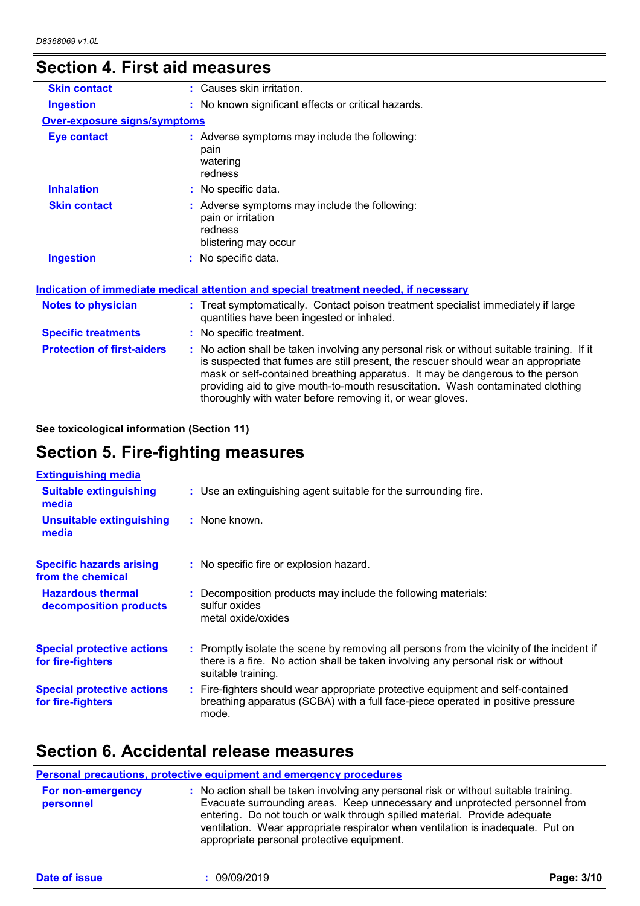## Section 4. First aid measures

| | |
|---|---|
| **Skin contact** | : Causes skin irritation. |
| **Ingestion** | : No known significant effects or critical hazards. |

**Over-exposure signs/symptoms**

| | |
|---|---|
| **Eye contact** | : Adverse symptoms may include the following:<br>pain<br>watering<br>redness |
| **Inhalation** | : No specific data. |
| **Skin contact** | : Adverse symptoms may include the following:<br>pain or irritation<br>redness<br>blistering may occur |
| **Ingestion** | : No specific data. |

**Indication of immediate medical attention and special treatment needed, if necessary**

| | |
|---|---|
| **Notes to physician** | : Treat symptomatically. Contact poison treatment specialist immediately if large quantities have been ingested or inhaled. |
| **Specific treatments** | : No specific treatment. |
| **Protection of first-aiders** | : No action shall be taken involving any personal risk or without suitable training. If it is suspected that fumes are still present, the rescuer should wear an appropriate mask or self-contained breathing apparatus. It may be dangerous to the person providing aid to give mouth-to-mouth resuscitation. Wash contaminated clothing thoroughly with water before removing it, or wear gloves. |

**See toxicological information (Section 11)**

## Section 5. Fire-fighting measures

**Extinguishing media**

| | |
|---|---|
| **Suitable extinguishing media** | : Use an extinguishing agent suitable for the surrounding fire. |
| **Unsuitable extinguishing media** | : None known. |
| **Specific hazards arising from the chemical** | : No specific fire or explosion hazard. |
| **Hazardous thermal decomposition products** | : Decomposition products may include the following materials:<br>sulfur oxides<br>metal oxide/oxides |
| **Special protective actions for fire-fighters** | : Promptly isolate the scene by removing all persons from the vicinity of the incident if there is a fire. No action shall be taken involving any personal risk or without suitable training. |
| **Special protective actions for fire-fighters** | : Fire-fighters should wear appropriate protective equipment and self-contained breathing apparatus (SCBA) with a full face-piece operated in positive pressure mode. |

## Section 6. Accidental release measures

**Personal precautions, protective equipment and emergency procedures**

| | |
|---|---|
| **For non-emergency personnel** | : No action shall be taken involving any personal risk or without suitable training. Evacuate surrounding areas. Keep unnecessary and unprotected personnel from entering. Do not touch or walk through spilled material. Provide adequate ventilation. Wear appropriate respirator when ventilation is inadequate. Put on appropriate personal protective equipment. |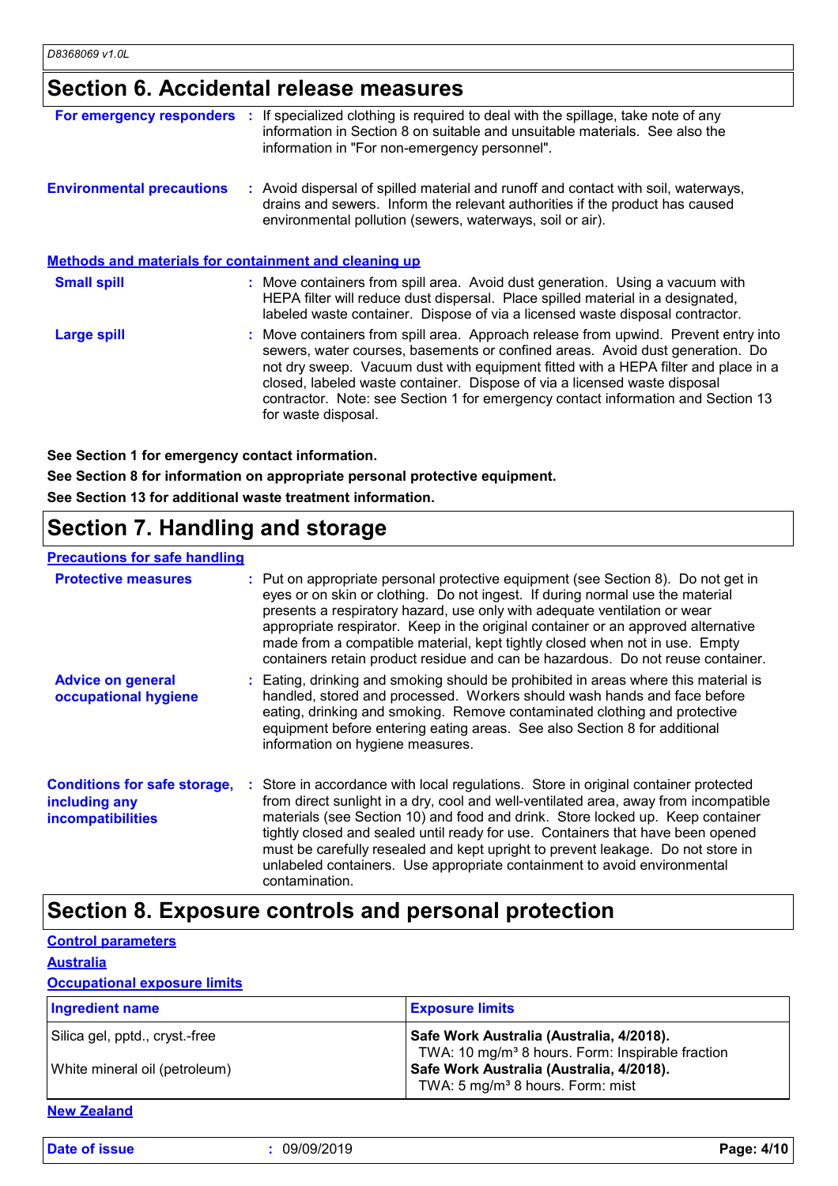## Section 6. Accidental release measures

**For emergency responders** : If specialized clothing is required to deal with the spillage, take note of any information in Section 8 on suitable and unsuitable materials. See also the information in "For non-emergency personnel".

**Environmental precautions** : Avoid dispersal of spilled material and runoff and contact with soil, waterways, drains and sewers. Inform the relevant authorities if the product has caused environmental pollution (sewers, waterways, soil or air).

### Methods and materials for containment and cleaning up

**Small spill** : Move containers from spill area. Avoid dust generation. Using a vacuum with HEPA filter will reduce dust dispersal. Place spilled material in a designated, labeled waste container. Dispose of via a licensed waste disposal contractor.

**Large spill** : Move containers from spill area. Approach release from upwind. Prevent entry into sewers, water courses, basements or confined areas. Avoid dust generation. Do not dry sweep. Vacuum dust with equipment fitted with a HEPA filter and place in a closed, labeled waste container. Dispose of via a licensed waste disposal contractor. Note: see Section 1 for emergency contact information and Section 13 for waste disposal.

**See Section 1 for emergency contact information.**

**See Section 8 for information on appropriate personal protective equipment.**

**See Section 13 for additional waste treatment information.**

## Section 7. Handling and storage

### Precautions for safe handling

**Protective measures** : Put on appropriate personal protective equipment (see Section 8). Do not get in eyes or on skin or clothing. Do not ingest. If during normal use the material presents a respiratory hazard, use only with adequate ventilation or wear appropriate respirator. Keep in the original container or an approved alternative made from a compatible material, kept tightly closed when not in use. Empty containers retain product residue and can be hazardous. Do not reuse container.

**Advice on general occupational hygiene** : Eating, drinking and smoking should be prohibited in areas where this material is handled, stored and processed. Workers should wash hands and face before eating, drinking and smoking. Remove contaminated clothing and protective equipment before entering eating areas. See also Section 8 for additional information on hygiene measures.

**Conditions for safe storage, including any incompatibilities** : Store in accordance with local regulations. Store in original container protected from direct sunlight in a dry, cool and well-ventilated area, away from incompatible materials (see Section 10) and food and drink. Store locked up. Keep container tightly closed and sealed until ready for use. Containers that have been opened must be carefully resealed and kept upright to prevent leakage. Do not store in unlabeled containers. Use appropriate containment to avoid environmental contamination.

## Section 8. Exposure controls and personal protection

### Control parameters

#### Australia

#### Occupational exposure limits

| Ingredient name | Exposure limits |
|---|---|
| Silica gel, pptd., cryst.-free | **Safe Work Australia (Australia, 4/2018).** TWA: 10 mg/m³ 8 hours. Form: Inspirable fraction |
| White mineral oil (petroleum) | **Safe Work Australia (Australia, 4/2018).** TWA: 5 mg/m³ 8 hours. Form: mist |

#### New Zealand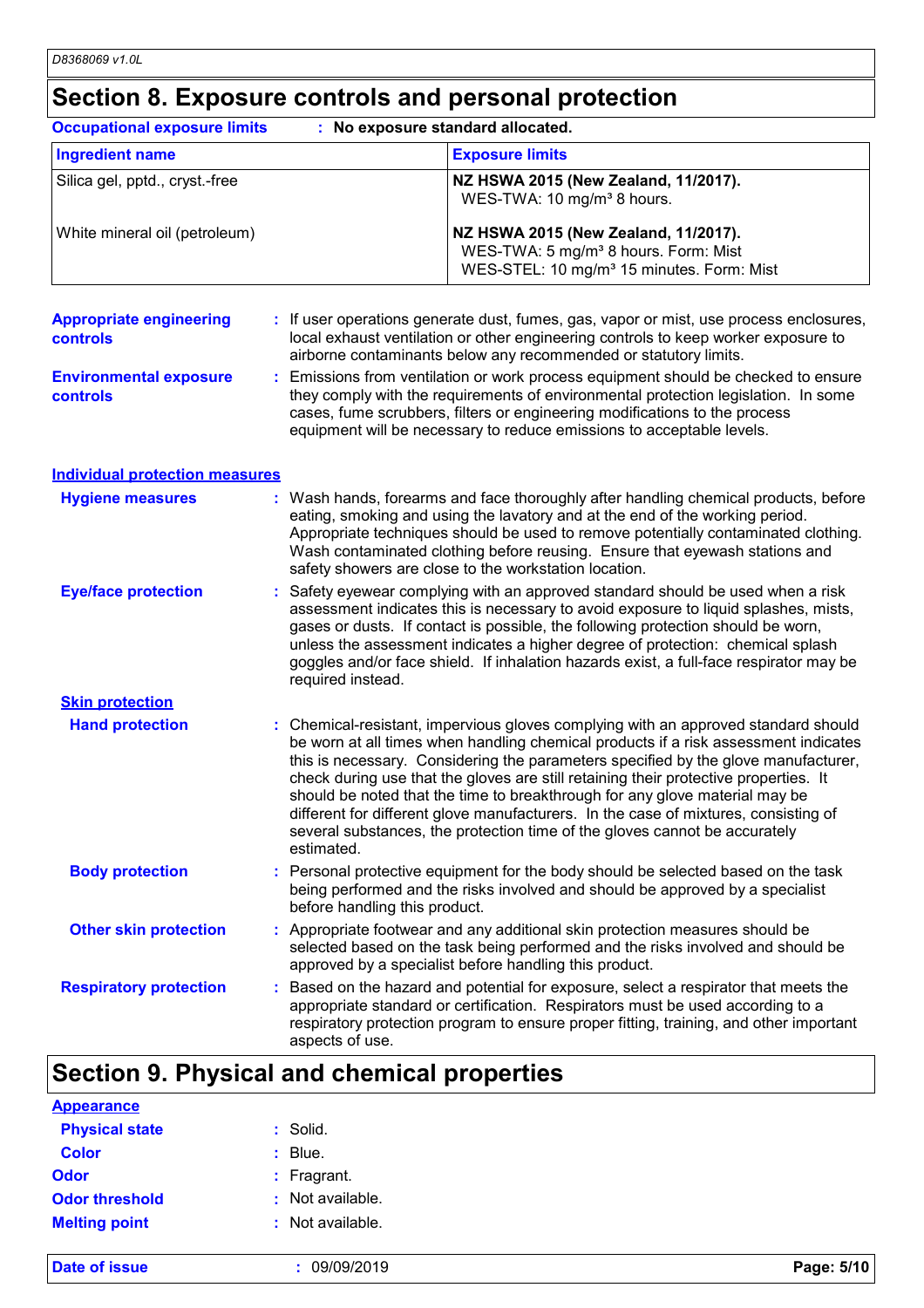## Section 8. Exposure controls and personal protection

**Occupational exposure limits** : **No exposure standard allocated.**

| Ingredient name | Exposure limits |
| --- | --- |
| Silica gel, pptd., cryst.-free | **NZ HSWA 2015 (New Zealand, 11/2017).** WES-TWA: 10 mg/m³ 8 hours. |
| White mineral oil (petroleum) | **NZ HSWA 2015 (New Zealand, 11/2017).** WES-TWA: 5 mg/m³ 8 hours. Form: Mist WES-STEL: 10 mg/m³ 15 minutes. Form: Mist |

**Appropriate engineering controls** : If user operations generate dust, fumes, gas, vapor or mist, use process enclosures, local exhaust ventilation or other engineering controls to keep worker exposure to airborne contaminants below any recommended or statutory limits.

**Environmental exposure controls** : Emissions from ventilation or work process equipment should be checked to ensure they comply with the requirements of environmental protection legislation. In some cases, fume scrubbers, filters or engineering modifications to the process equipment will be necessary to reduce emissions to acceptable levels.

### Individual protection measures

**Hygiene measures** : Wash hands, forearms and face thoroughly after handling chemical products, before eating, smoking and using the lavatory and at the end of the working period. Appropriate techniques should be used to remove potentially contaminated clothing. Wash contaminated clothing before reusing. Ensure that eyewash stations and safety showers are close to the workstation location.

**Eye/face protection** : Safety eyewear complying with an approved standard should be used when a risk assessment indicates this is necessary to avoid exposure to liquid splashes, mists, gases or dusts. If contact is possible, the following protection should be worn, unless the assessment indicates a higher degree of protection: chemical splash goggles and/or face shield. If inhalation hazards exist, a full-face respirator may be required instead.

**Skin protection**

**Hand protection** : Chemical-resistant, impervious gloves complying with an approved standard should be worn at all times when handling chemical products if a risk assessment indicates this is necessary. Considering the parameters specified by the glove manufacturer, check during use that the gloves are still retaining their protective properties. It should be noted that the time to breakthrough for any glove material may be different for different glove manufacturers. In the case of mixtures, consisting of several substances, the protection time of the gloves cannot be accurately estimated.

**Body protection** : Personal protective equipment for the body should be selected based on the task being performed and the risks involved and should be approved by a specialist before handling this product.

**Other skin protection** : Appropriate footwear and any additional skin protection measures should be selected based on the task being performed and the risks involved and should be approved by a specialist before handling this product.

**Respiratory protection** : Based on the hazard and potential for exposure, select a respirator that meets the appropriate standard or certification. Respirators must be used according to a respiratory protection program to ensure proper fitting, training, and other important aspects of use.

## Section 9. Physical and chemical properties

**Appearance**

**Physical state** : Solid.

**Color** : Blue.

**Odor** : Fragrant.

**Odor threshold** : Not available.

**Melting point** : Not available.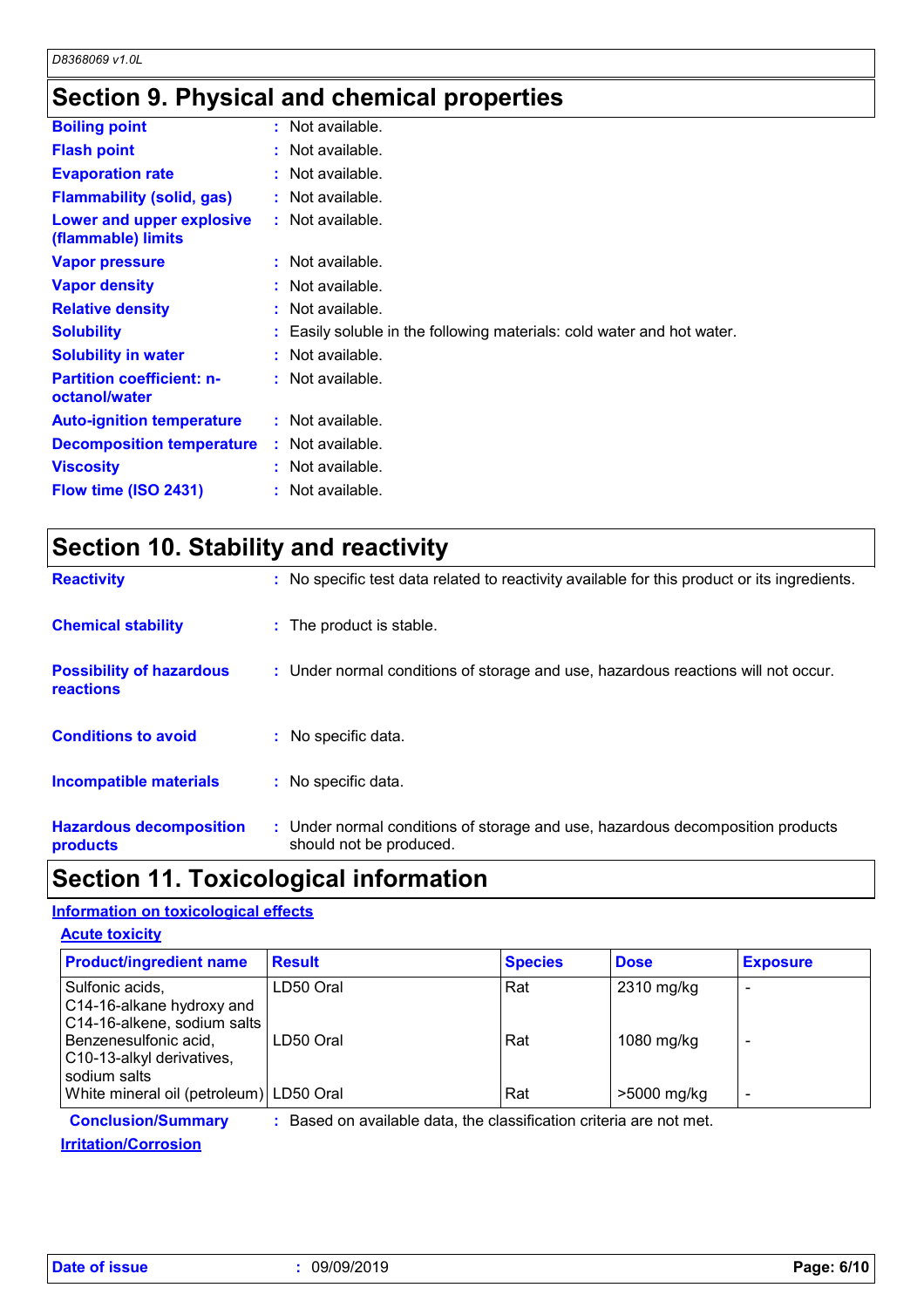## Section 9. Physical and chemical properties

**Boiling point** : Not available.

**Flash point** : Not available.

**Evaporation rate** : Not available.

**Flammability (solid, gas)** : Not available.

**Lower and upper explosive (flammable) limits** : Not available.

**Vapor pressure** : Not available.

**Vapor density** : Not available.

**Relative density** : Not available.

**Solubility** : Easily soluble in the following materials: cold water and hot water.

**Solubility in water** : Not available.

**Partition coefficient: n-octanol/water** : Not available.

**Auto-ignition temperature** : Not available.

**Decomposition temperature** : Not available.

**Viscosity** : Not available.

**Flow time (ISO 2431)** : Not available.

## Section 10. Stability and reactivity

**Reactivity** : No specific test data related to reactivity available for this product or its ingredients.

**Chemical stability** : The product is stable.

**Possibility of hazardous reactions** : Under normal conditions of storage and use, hazardous reactions will not occur.

**Conditions to avoid** : No specific data.

**Incompatible materials** : No specific data.

**Hazardous decomposition products** : Under normal conditions of storage and use, hazardous decomposition products should not be produced.

## Section 11. Toxicological information

**Information on toxicological effects**

**Acute toxicity**

| Product/ingredient name | Result | Species | Dose | Exposure |
|---|---|---|---|---|
| Sulfonic acids, C14-16-alkane hydroxy and C14-16-alkene, sodium salts | LD50 Oral | Rat | 2310 mg/kg | - |
| Benzenesulfonic acid, C10-13-alkyl derivatives, sodium salts | LD50 Oral | Rat | 1080 mg/kg | - |
| White mineral oil (petroleum) | LD50 Oral | Rat | >5000 mg/kg | - |

**Conclusion/Summary** : Based on available data, the classification criteria are not met.

**Irritation/Corrosion**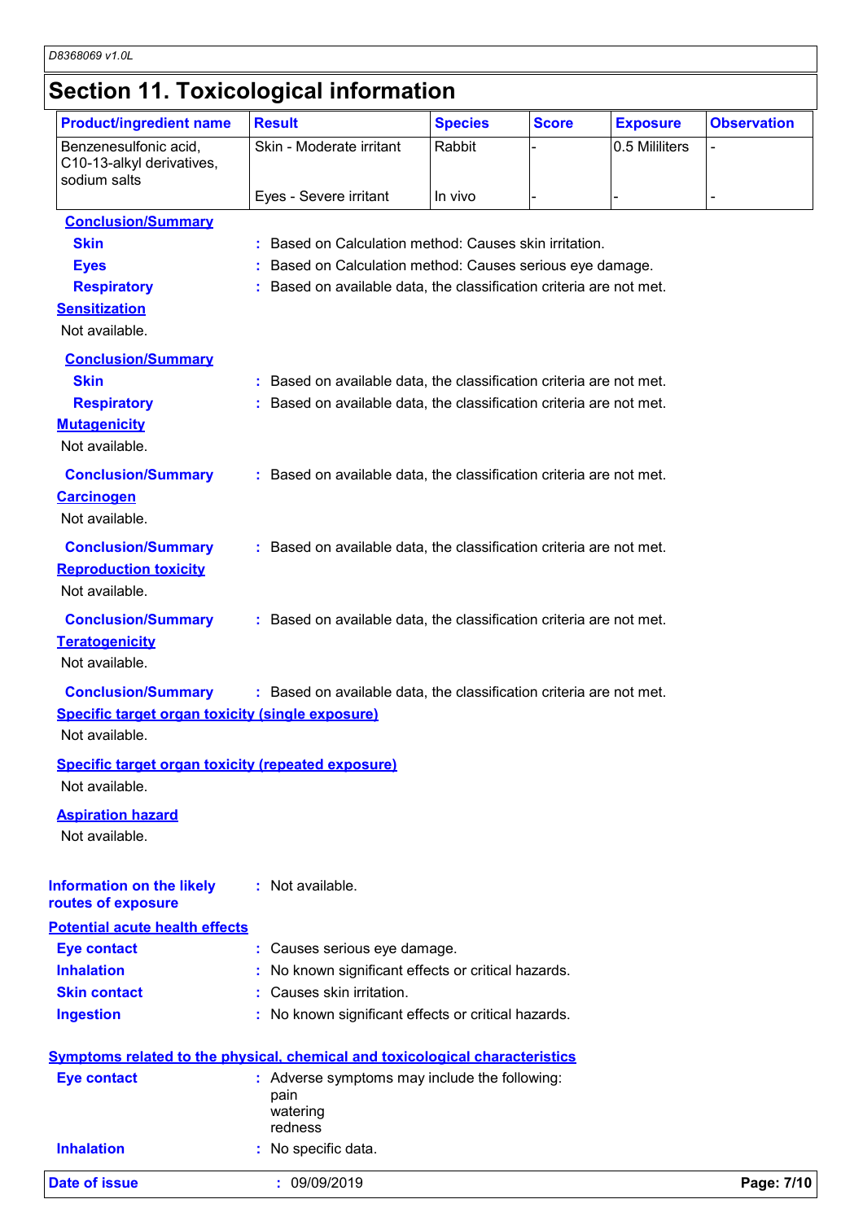## Section 11. Toxicological information

| Product/ingredient name | Result | Species | Score | Exposure | Observation |
|---|---|---|---|---|---|
| Benzenesulfonic acid, C10-13-alkyl derivatives, sodium salts | Skin - Moderate irritant | Rabbit | - | 0.5 Mililiters | - |
| | Eyes - Severe irritant | In vivo | - | - | - |

**Conclusion/Summary**

**Skin** : Based on Calculation method: Causes skin irritation.

**Eyes** : Based on Calculation method: Causes serious eye damage.

**Respiratory** : Based on available data, the classification criteria are not met.

**Sensitization**

Not available.

**Conclusion/Summary**

**Skin** : Based on available data, the classification criteria are not met.

**Respiratory** : Based on available data, the classification criteria are not met.

**Mutagenicity**

Not available.

**Conclusion/Summary** : Based on available data, the classification criteria are not met.

**Carcinogen**

Not available.

**Conclusion/Summary** : Based on available data, the classification criteria are not met.

**Reproduction toxicity**

Not available.

**Conclusion/Summary** : Based on available data, the classification criteria are not met.

**Teratogenicity**

Not available.

**Conclusion/Summary** : Based on available data, the classification criteria are not met.

**Specific target organ toxicity (single exposure)**

Not available.

**Specific target organ toxicity (repeated exposure)**

Not available.

**Aspiration hazard**

Not available.

**Information on the likely routes of exposure** : Not available.

**Potential acute health effects**

**Eye contact** : Causes serious eye damage.

**Inhalation** : No known significant effects or critical hazards.

**Skin contact** : Causes skin irritation.

**Ingestion** : No known significant effects or critical hazards.

**Symptoms related to the physical, chemical and toxicological characteristics**

**Eye contact** : Adverse symptoms may include the following:
pain
watering
redness

**Inhalation** : No specific data.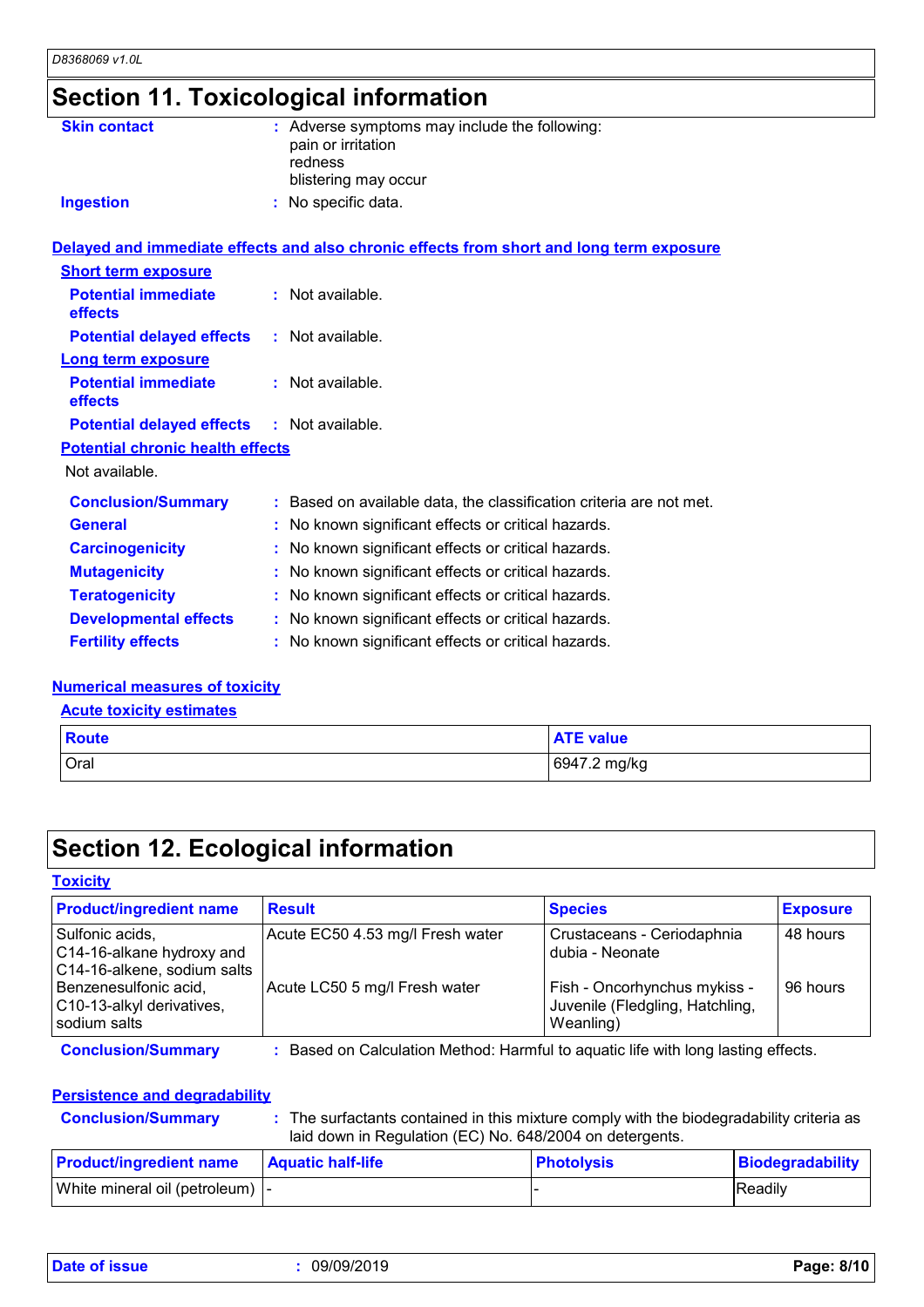# Section 11. Toxicological information

**Skin contact** : Adverse symptoms may include the following:
pain or irritation
redness
blistering may occur

**Ingestion** : No specific data.

## Delayed and immediate effects and also chronic effects from short and long term exposure

### Short term exposure

**Potential immediate effects** : Not available.

**Potential delayed effects** : Not available.

### Long term exposure

**Potential immediate effects** : Not available.

**Potential delayed effects** : Not available.

### Potential chronic health effects

Not available.

**Conclusion/Summary** : Based on available data, the classification criteria are not met.

**General** : No known significant effects or critical hazards.

**Carcinogenicity** : No known significant effects or critical hazards.

**Mutagenicity** : No known significant effects or critical hazards.

**Teratogenicity** : No known significant effects or critical hazards.

**Developmental effects** : No known significant effects or critical hazards.

**Fertility effects** : No known significant effects or critical hazards.

## Numerical measures of toxicity

### Acute toxicity estimates

| Route | ATE value |
|---|---|
| Oral | 6947.2 mg/kg |

# Section 12. Ecological information

## Toxicity

| Product/ingredient name | Result | Species | Exposure |
|---|---|---|---|
| Sulfonic acids, C14-16-alkane hydroxy and C14-16-alkene, sodium salts | Acute EC50 4.53 mg/l Fresh water | Crustaceans - Ceriodaphnia dubia - Neonate | 48 hours |
| Benzenesulfonic acid, C10-13-alkyl derivatives, sodium salts | Acute LC50 5 mg/l Fresh water | Fish - Oncorhynchus mykiss - Juvenile (Fledgling, Hatchling, Weanling) | 96 hours |

**Conclusion/Summary** : Based on Calculation Method: Harmful to aquatic life with long lasting effects.

## Persistence and degradability

**Conclusion/Summary** : The surfactants contained in this mixture comply with the biodegradability criteria as laid down in Regulation (EC) No. 648/2004 on detergents.

| Product/ingredient name | Aquatic half-life | Photolysis | Biodegradability |
|---|---|---|---|
| White mineral oil (petroleum) | - | - | Readily |

**Date of issue** : 09/09/2019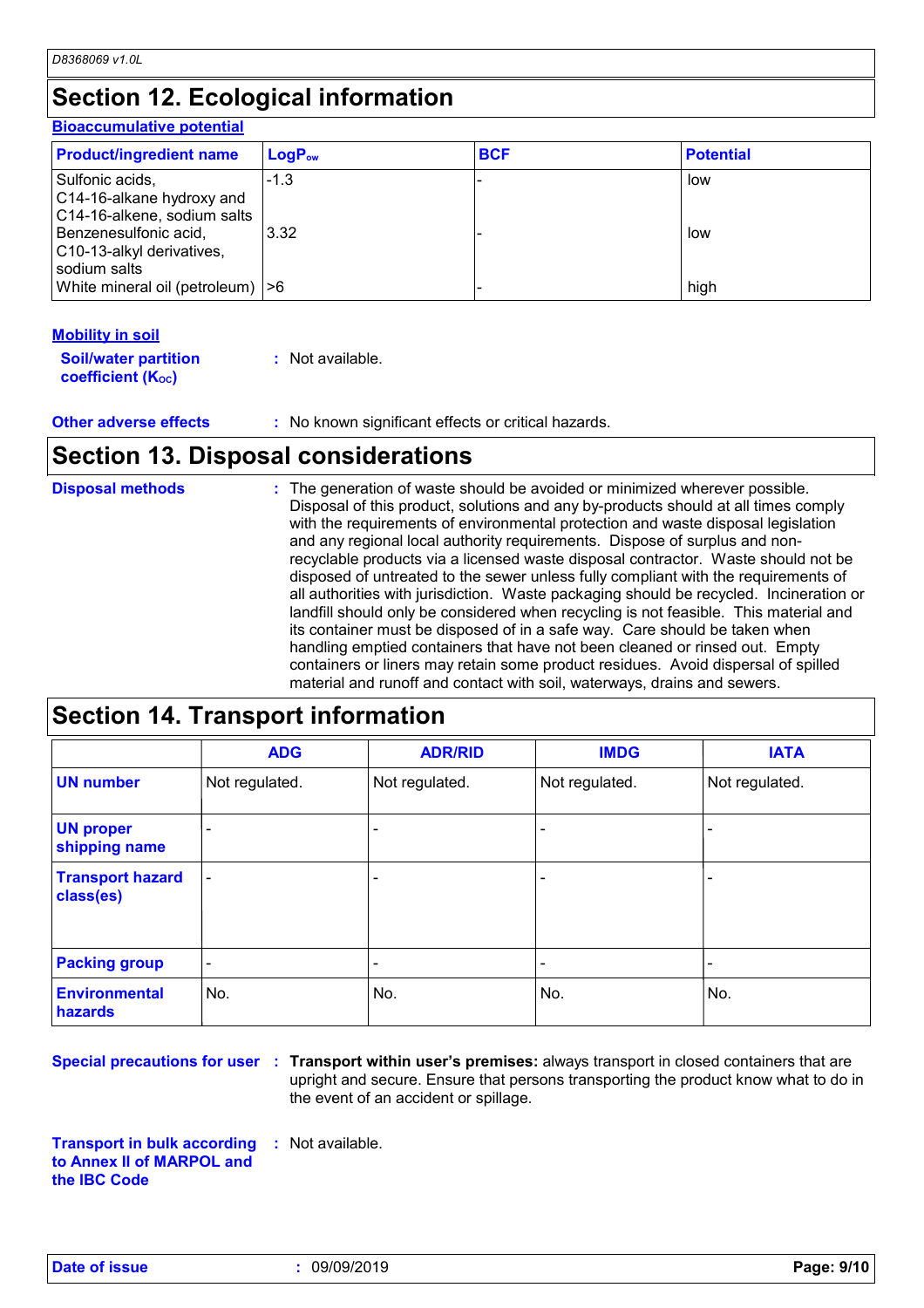## Section 12. Ecological information

**Bioaccumulative potential**

| Product/ingredient name | $LogP_{ow}$ | BCF | Potential |
|---|---|---|---|
| Sulfonic acids, C14-16-alkane hydroxy and C14-16-alkene, sodium salts | -1.3 | - | low |
| Benzenesulfonic acid, C10-13-alkyl derivatives, sodium salts | 3.32 | - | low |
| White mineral oil (petroleum) | >6 | - | high |

**Mobility in soil**

**Soil/water partition coefficient ($K_{OC}$)** : Not available.

**Other adverse effects** : No known significant effects or critical hazards.

## Section 13. Disposal considerations

**Disposal methods** : The generation of waste should be avoided or minimized wherever possible. Disposal of this product, solutions and any by-products should at all times comply with the requirements of environmental protection and waste disposal legislation and any regional local authority requirements. Dispose of surplus and non-recyclable products via a licensed waste disposal contractor. Waste should not be disposed of untreated to the sewer unless fully compliant with the requirements of all authorities with jurisdiction. Waste packaging should be recycled. Incineration or landfill should only be considered when recycling is not feasible. This material and its container must be disposed of in a safe way. Care should be taken when handling emptied containers that have not been cleaned or rinsed out. Empty containers or liners may retain some product residues. Avoid dispersal of spilled material and runoff and contact with soil, waterways, drains and sewers.

## Section 14. Transport information

| | ADG | ADR/RID | IMDG | IATA |
|---|---|---|---|---|
| **UN number** | Not regulated. | Not regulated. | Not regulated. | Not regulated. |
| **UN proper shipping name** | - | - | - | - |
| **Transport hazard class(es)** | - | - | - | - |
| **Packing group** | - | - | - | - |
| **Environmental hazards** | No. | No. | No. | No. |

**Special precautions for user** : **Transport within user's premises:** always transport in closed containers that are upright and secure. Ensure that persons transporting the product know what to do in the event of an accident or spillage.

**Transport in bulk according to Annex II of MARPOL and the IBC Code** : Not available.

**Date of issue** : 09/09/2019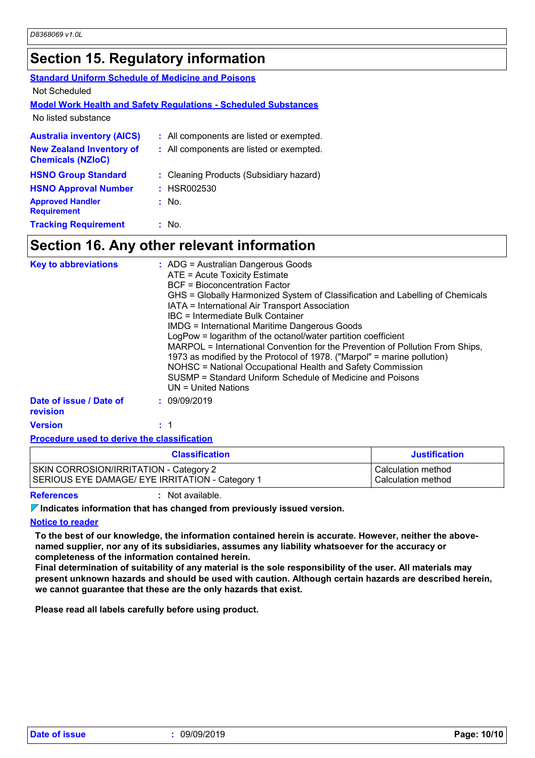## Section 15. Regulatory information

**Standard Uniform Schedule of Medicine and Poisons**

Not Scheduled

**Model Work Health and Safety Regulations - Scheduled Substances**

No listed substance

**Australia inventory (AICS)** : All components are listed or exempted.

**New Zealand Inventory of Chemicals (NZIoC)** : All components are listed or exempted.

**HSNO Group Standard** : Cleaning Products (Subsidiary hazard)

**HSNO Approval Number** : HSR002530

**Approved Handler Requirement** : No.

**Tracking Requirement** : No.

## Section 16. Any other relevant information

**Key to abbreviations** :
ADG = Australian Dangerous Goods
ATE = Acute Toxicity Estimate
BCF = Bioconcentration Factor
GHS = Globally Harmonized System of Classification and Labelling of Chemicals
IATA = International Air Transport Association
IBC = Intermediate Bulk Container
IMDG = International Maritime Dangerous Goods
LogPow = logarithm of the octanol/water partition coefficient
MARPOL = International Convention for the Prevention of Pollution From Ships, 1973 as modified by the Protocol of 1978. ("Marpol" = marine pollution)
NOHSC = National Occupational Health and Safety Commission
SUSMP = Standard Uniform Schedule of Medicine and Poisons
UN = United Nations

**Date of issue / Date of revision** : 09/09/2019

**Version** : 1

**Procedure used to derive the classification**

| Classification | Justification |
|---|---|
| SKIN CORROSION/IRRITATION - Category 2 | Calculation method |
| SERIOUS EYE DAMAGE/ EYE IRRITATION - Category 1 | Calculation method |

**References** : Not available.

**Indicates information that has changed from previously issued version.**

**Notice to reader**

**To the best of our knowledge, the information contained herein is accurate. However, neither the above-named supplier, nor any of its subsidiaries, assumes any liability whatsoever for the accuracy or completeness of the information contained herein.**
**Final determination of suitability of any material is the sole responsibility of the user. All materials may present unknown hazards and should be used with caution. Although certain hazards are described herein, we cannot guarantee that these are the only hazards that exist.**

**Please read all labels carefully before using product.**